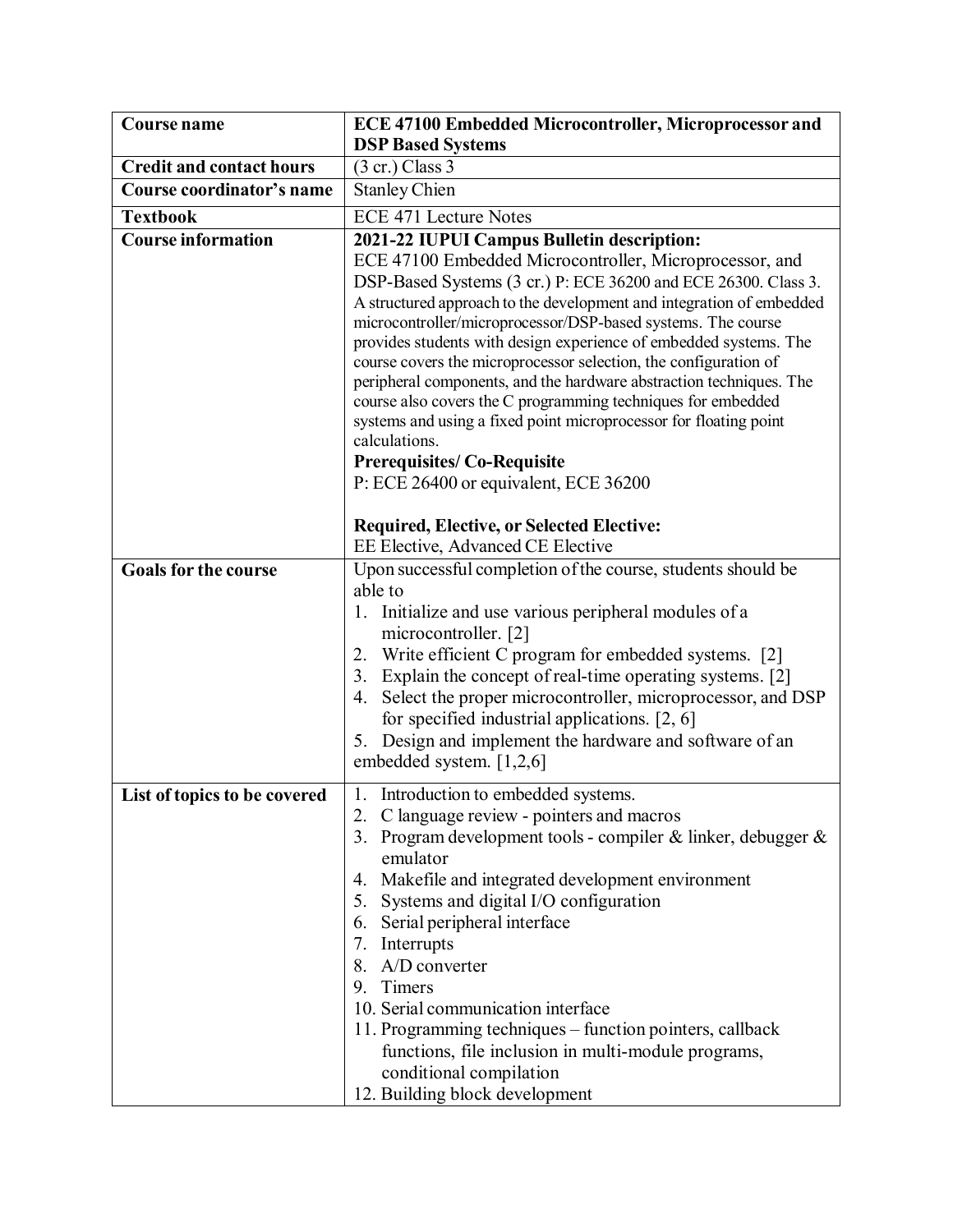| Course name | ECE 47100 Embedded Microcontroller, Microprocessor and DSP Based Systems |
|---|---|
| Credit and contact hours | (3 cr.) Class 3 |
| Course coordinator's name | Stanley Chien |
| Textbook | ECE 471 Lecture Notes |
| Course information | **2021-22 IUPUI Campus Bulletin description:**<br>ECE 47100 Embedded Microcontroller, Microprocessor, and DSP-Based Systems (3 cr.) P: ECE 36200 and ECE 26300. Class 3. A structured approach to the development and integration of embedded microcontroller/microprocessor/DSP-based systems. The course provides students with design experience of embedded systems. The course covers the microprocessor selection, the configuration of peripheral components, and the hardware abstraction techniques. The course also covers the C programming techniques for embedded systems and using a fixed point microprocessor for floating point calculations.<br>**Prerequisites/ Co-Requisite**<br>P: ECE 26400 or equivalent, ECE 36200<br><br>**Required, Elective, or Selected Elective:**<br>EE Elective, Advanced CE Elective |
| Goals for the course | Upon successful completion of the course, students should be able to<br>1. Initialize and use various peripheral modules of a microcontroller. [2]<br>2. Write efficient C program for embedded systems. [2]<br>3. Explain the concept of real-time operating systems. [2]<br>4. Select the proper microcontroller, microprocessor, and DSP for specified industrial applications. [2, 6]<br>5. Design and implement the hardware and software of an embedded system. [1,2,6] |
| List of topics to be covered | 1. Introduction to embedded systems.<br>2. C language review - pointers and macros<br>3. Program development tools - compiler & linker, debugger & emulator<br>4. Makefile and integrated development environment<br>5. Systems and digital I/O configuration<br>6. Serial peripheral interface<br>7. Interrupts<br>8. A/D converter<br>9. Timers<br>10. Serial communication interface<br>11. Programming techniques – function pointers, callback functions, file inclusion in multi-module programs, conditional compilation<br>12. Building block development |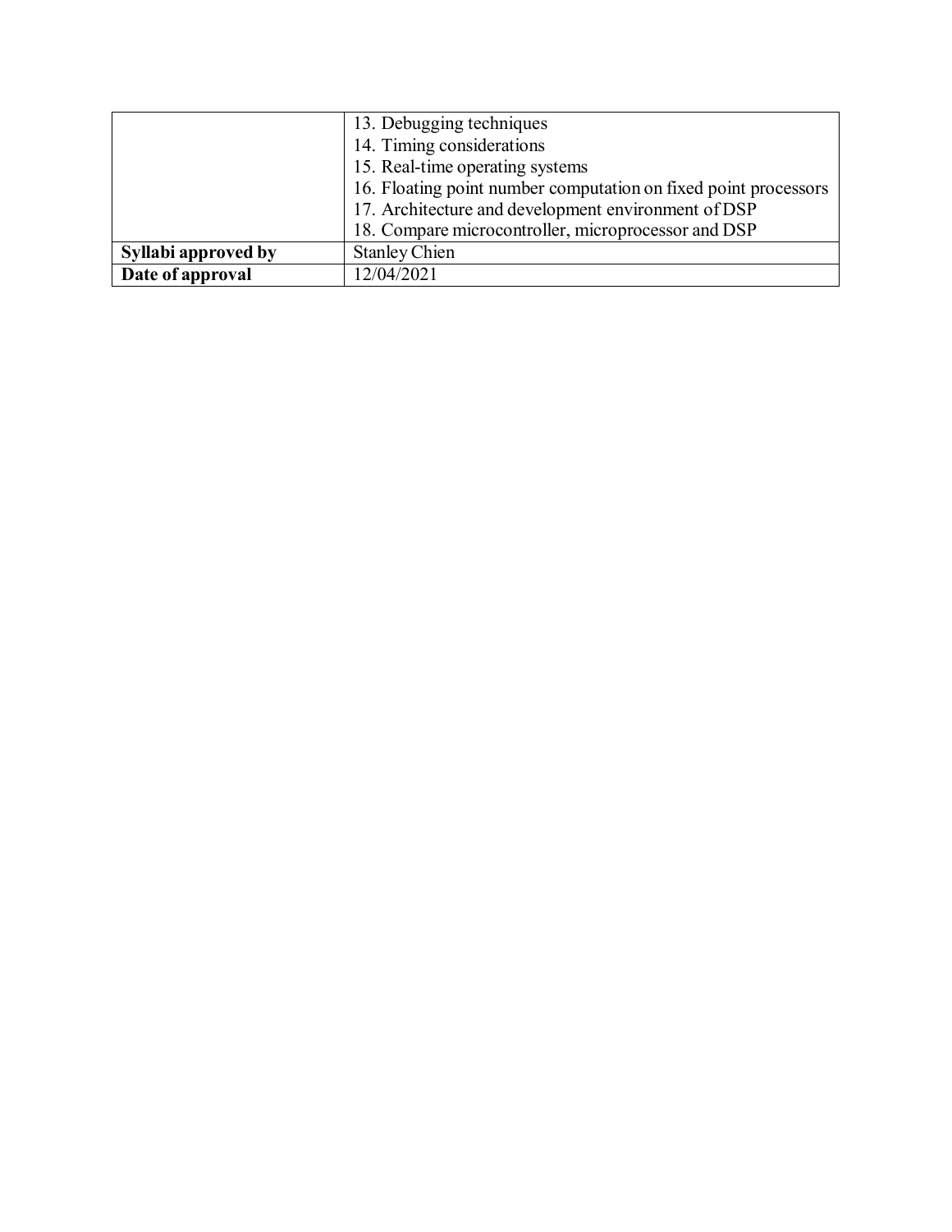| | |
|---|---|
| | 13. Debugging techniques<br>14. Timing considerations<br>15. Real-time operating systems<br>16. Floating point number computation on fixed point processors<br>17. Architecture and development environment of DSP<br>18. Compare microcontroller, microprocessor and DSP |
| **Syllabi approved by** | Stanley Chien |
| **Date of approval** | 12/04/2021 |